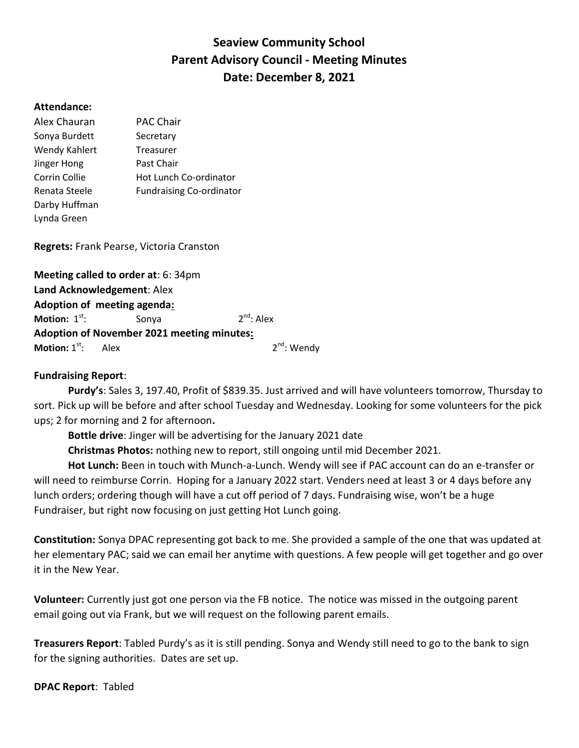# Seaview Community School
# Parent Advisory Council - Meeting Minutes
# Date: December 8, 2021

**Attendance:**

| | |
|---|---|
| Alex Chauran | PAC Chair |
| Sonya Burdett | Secretary |
| Wendy Kahlert | Treasurer |
| Jinger Hong | Past Chair |
| Corrin Collie | Hot Lunch Co-ordinator |
| Renata Steele | Fundraising Co-ordinator |
| Darby Huffman | |
| Lynda Green | |

**Regrets:** Frank Pearse, Victoria Cranston

**Meeting called to order at**: 6: 34pm
**Land Acknowledgement**: Alex
**Adoption of meeting agenda:**
**Motion:** 1st: Sonya 2nd: Alex
**Adoption of November 2021 meeting minutes:**
**Motion:** 1st: Alex 2nd: Wendy

**Fundraising Report**:

**Purdy's**: Sales 3, 197.40, Profit of $839.35. Just arrived and will have volunteers tomorrow, Thursday to sort. Pick up will be before and after school Tuesday and Wednesday. Looking for some volunteers for the pick ups; 2 for morning and 2 for afternoon**.**

**Bottle drive**: Jinger will be advertising for the January 2021 date

**Christmas Photos:** nothing new to report, still ongoing until mid December 2021.

**Hot Lunch:** Been in touch with Munch-a-Lunch. Wendy will see if PAC account can do an e-transfer or will need to reimburse Corrin. Hoping for a January 2022 start. Venders need at least 3 or 4 days before any lunch orders; ordering though will have a cut off period of 7 days. Fundraising wise, won't be a huge Fundraiser, but right now focusing on just getting Hot Lunch going.

**Constitution:** Sonya DPAC representing got back to me. She provided a sample of the one that was updated at her elementary PAC; said we can email her anytime with questions. A few people will get together and go over it in the New Year.

**Volunteer:** Currently just got one person via the FB notice. The notice was missed in the outgoing parent email going out via Frank, but we will request on the following parent emails.

**Treasurers Report**: Tabled Purdy's as it is still pending. Sonya and Wendy still need to go to the bank to sign for the signing authorities. Dates are set up.

**DPAC Report**: Tabled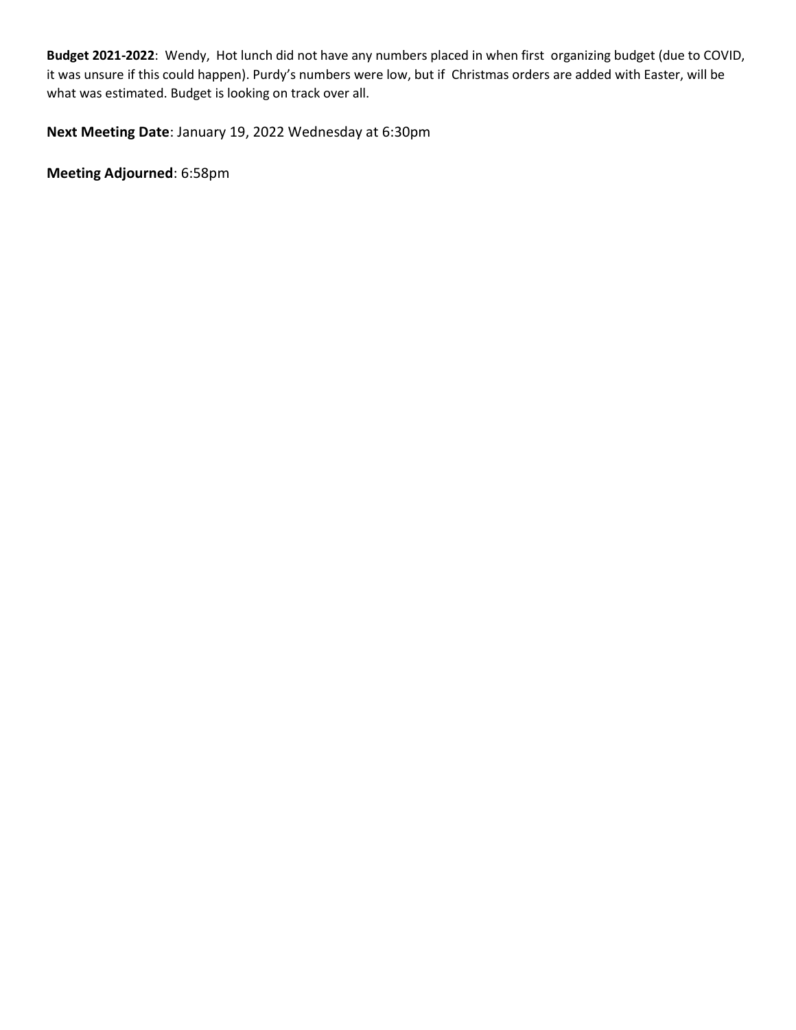**Budget 2021-2022**: Wendy, Hot lunch did not have any numbers placed in when first organizing budget (due to COVID, it was unsure if this could happen). Purdy's numbers were low, but if Christmas orders are added with Easter, will be what was estimated. Budget is looking on track over all.

**Next Meeting Date**: January 19, 2022 Wednesday at 6:30pm

**Meeting Adjourned**: 6:58pm